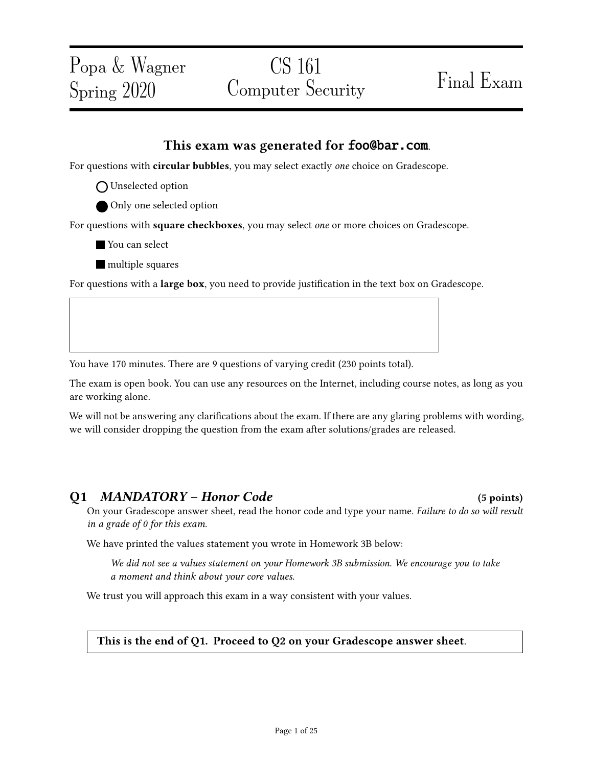Popa & Wagner
Spring 2020

# CS 161 Computer Security

Final Exam

### This exam was generated for `foo@bar.com`.

For questions with **circular bubbles**, you may select exactly *one* choice on Gradescope.

○ Unselected option

● Only one selected option

For questions with **square checkboxes**, you may select *one* or more choices on Gradescope.

■ You can select

■ multiple squares

For questions with a **large box**, you need to provide justification in the text box on Gradescope.

You have 170 minutes. There are 9 questions of varying credit (230 points total).

The exam is open book. You can use any resources on the Internet, including course notes, as long as you are working alone.

We will not be answering any clarifications about the exam. If there are any glaring problems with wording, we will consider dropping the question from the exam after solutions/grades are released.

## Q1 *MANDATORY – Honor Code* (5 points)

On your Gradescope answer sheet, read the honor code and type your name. *Failure to do so will result in a grade of 0 for this exam.*

We have printed the values statement you wrote in Homework 3B below:

> *We did not see a values statement on your Homework 3B submission. We encourage you to take a moment and think about your core values.*

We trust you will approach this exam in a way consistent with your values.

**This is the end of Q1. Proceed to Q2 on your Gradescope answer sheet**.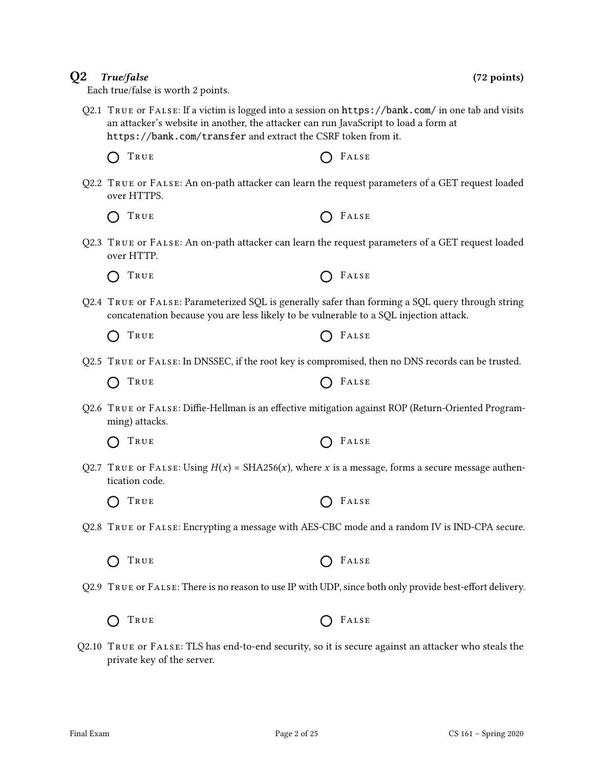## Q2 *True/false* (72 points)

Each true/false is worth 2 points.

Q2.1 True or False: If a victim is logged into a session on `https://bank.com/` in one tab and visits an attacker's website in another, the attacker can run JavaScript to load a form at `https://bank.com/transfer` and extract the CSRF token from it.

○ True ○ False

Q2.2 True or False: An on-path attacker can learn the request parameters of a GET request loaded over HTTPS.

○ True ○ False

Q2.3 True or False: An on-path attacker can learn the request parameters of a GET request loaded over HTTP.

○ True ○ False

Q2.4 True or False: Parameterized SQL is generally safer than forming a SQL query through string concatenation because you are less likely to be vulnerable to a SQL injection attack.

○ True ○ False

Q2.5 True or False: In DNSSEC, if the root key is compromised, then no DNS records can be trusted.

○ True ○ False

Q2.6 True or False: Diffie-Hellman is an effective mitigation against ROP (Return-Oriented Programming) attacks.

○ True ○ False

Q2.7 True or False: Using $H(x) = \text{SHA256}(x)$, where $x$ is a message, forms a secure message authentication code.

○ True ○ False

Q2.8 True or False: Encrypting a message with AES-CBC mode and a random IV is IND-CPA secure.

○ True ○ False

Q2.9 True or False: There is no reason to use IP with UDP, since both only provide best-effort delivery.

○ True ○ False

Q2.10 True or False: TLS has end-to-end security, so it is secure against an attacker who steals the private key of the server.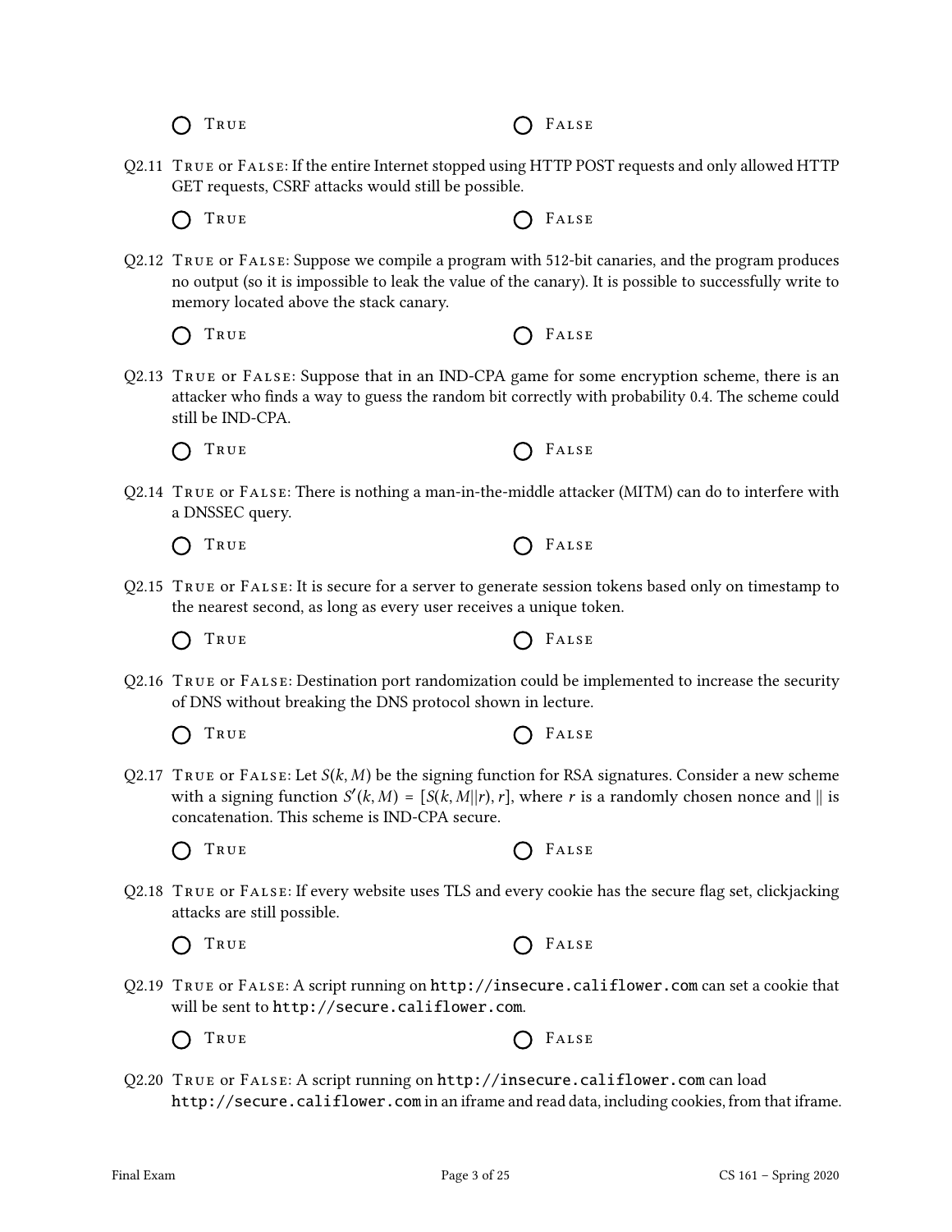◯ True ◯ False

Q2.11 True or False: If the entire Internet stopped using HTTP POST requests and only allowed HTTP GET requests, CSRF attacks would still be possible.

◯ True ◯ False

Q2.12 True or False: Suppose we compile a program with 512-bit canaries, and the program produces no output (so it is impossible to leak the value of the canary). It is possible to successfully write to memory located above the stack canary.

◯ True ◯ False

Q2.13 True or False: Suppose that in an IND-CPA game for some encryption scheme, there is an attacker who finds a way to guess the random bit correctly with probability 0.4. The scheme could still be IND-CPA.

◯ True ◯ False

Q2.14 True or False: There is nothing a man-in-the-middle attacker (MITM) can do to interfere with a DNSSEC query.

◯ True ◯ False

Q2.15 True or False: It is secure for a server to generate session tokens based only on timestamp to the nearest second, as long as every user receives a unique token.

◯ True ◯ False

Q2.16 True or False: Destination port randomization could be implemented to increase the security of DNS without breaking the DNS protocol shown in lecture.

◯ True ◯ False

Q2.17 True or False: Let $S(k, M)$ be the signing function for RSA signatures. Consider a new scheme with a signing function $S'(k, M) = [S(k, M \| r), r]$, where $r$ is a randomly chosen nonce and $\|$ is concatenation. This scheme is IND-CPA secure.

◯ True ◯ False

Q2.18 True or False: If every website uses TLS and every cookie has the secure flag set, clickjacking attacks are still possible.

◯ True ◯ False

Q2.19 True or False: A script running on `http://insecure.califlower.com` can set a cookie that will be sent to `http://secure.califlower.com`.

◯ True ◯ False

Q2.20 True or False: A script running on `http://insecure.califlower.com` can load `http://secure.califlower.com` in an iframe and read data, including cookies, from that iframe.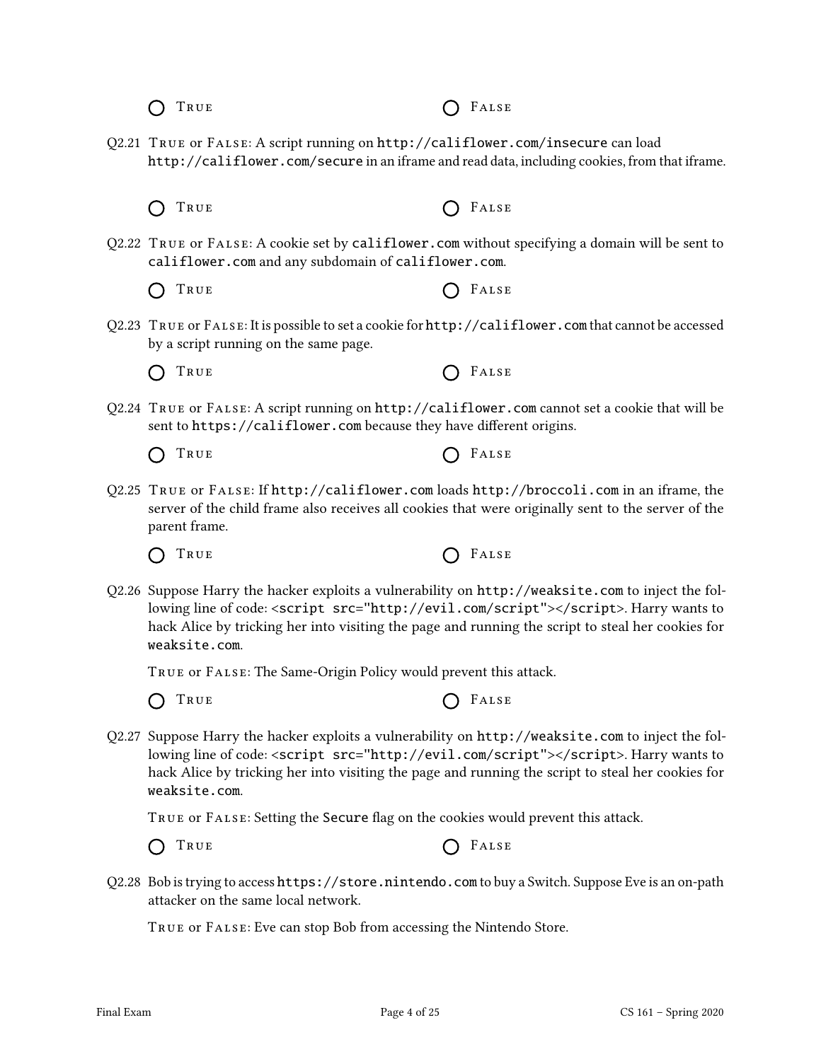◯ True ◯ False

Q2.21 True or False: A script running on `http://califlower.com/insecure` can load `http://califlower.com/secure` in an iframe and read data, including cookies, from that iframe.

◯ True ◯ False

Q2.22 True or False: A cookie set by `califlower.com` without specifying a domain will be sent to `califlower.com` and any subdomain of `califlower.com`.

◯ True ◯ False

Q2.23 True or False: It is possible to set a cookie for `http://califlower.com` that cannot be accessed by a script running on the same page.

◯ True ◯ False

Q2.24 True or False: A script running on `http://califlower.com` cannot set a cookie that will be sent to `https://califlower.com` because they have different origins.

◯ True ◯ False

Q2.25 True or False: If `http://califlower.com` loads `http://broccoli.com` in an iframe, the server of the child frame also receives all cookies that were originally sent to the server of the parent frame.

◯ True ◯ False

Q2.26 Suppose Harry the hacker exploits a vulnerability on `http://weaksite.com` to inject the following line of code: `<script src="http://evil.com/script"></script>`. Harry wants to hack Alice by tricking her into visiting the page and running the script to steal her cookies for `weaksite.com`.

True or False: The Same-Origin Policy would prevent this attack.

◯ True ◯ False

Q2.27 Suppose Harry the hacker exploits a vulnerability on `http://weaksite.com` to inject the following line of code: `<script src="http://evil.com/script"></script>`. Harry wants to hack Alice by tricking her into visiting the page and running the script to steal her cookies for `weaksite.com`.

True or False: Setting the `Secure` flag on the cookies would prevent this attack.

◯ True ◯ False

Q2.28 Bob is trying to access `https://store.nintendo.com` to buy a Switch. Suppose Eve is an on-path attacker on the same local network.

True or False: Eve can stop Bob from accessing the Nintendo Store.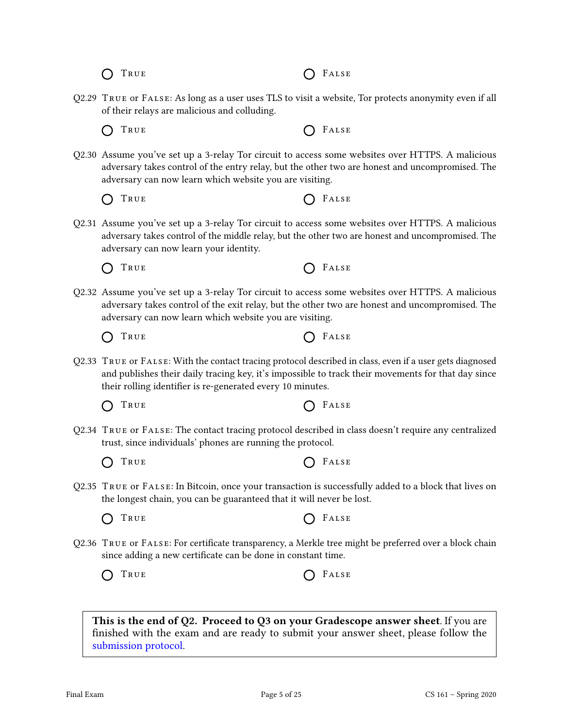◯ True ◯ False

Q2.29 True or False: As long as a user uses TLS to visit a website, Tor protects anonymity even if all of their relays are malicious and colluding.

◯ True ◯ False

Q2.30 Assume you've set up a 3-relay Tor circuit to access some websites over HTTPS. A malicious adversary takes control of the entry relay, but the other two are honest and uncompromised. The adversary can now learn which website you are visiting.

◯ True ◯ False

Q2.31 Assume you've set up a 3-relay Tor circuit to access some websites over HTTPS. A malicious adversary takes control of the middle relay, but the other two are honest and uncompromised. The adversary can now learn your identity.

◯ True ◯ False

Q2.32 Assume you've set up a 3-relay Tor circuit to access some websites over HTTPS. A malicious adversary takes control of the exit relay, but the other two are honest and uncompromised. The adversary can now learn which website you are visiting.

◯ True ◯ False

Q2.33 True or False: With the contact tracing protocol described in class, even if a user gets diagnosed and publishes their daily tracing key, it's impossible to track their movements for that day since their rolling identifier is re-generated every 10 minutes.

◯ True ◯ False

Q2.34 True or False: The contact tracing protocol described in class doesn't require any centralized trust, since individuals' phones are running the protocol.

◯ True ◯ False

Q2.35 True or False: In Bitcoin, once your transaction is successfully added to a block that lives on the longest chain, you can be guaranteed that it will never be lost.

◯ True ◯ False

Q2.36 True or False: For certificate transparency, a Merkle tree might be preferred over a block chain since adding a new certificate can be done in constant time.

◯ True ◯ False

**This is the end of Q2. Proceed to Q3 on your Gradescope answer sheet**. If you are finished with the exam and are ready to submit your answer sheet, please follow the submission protocol.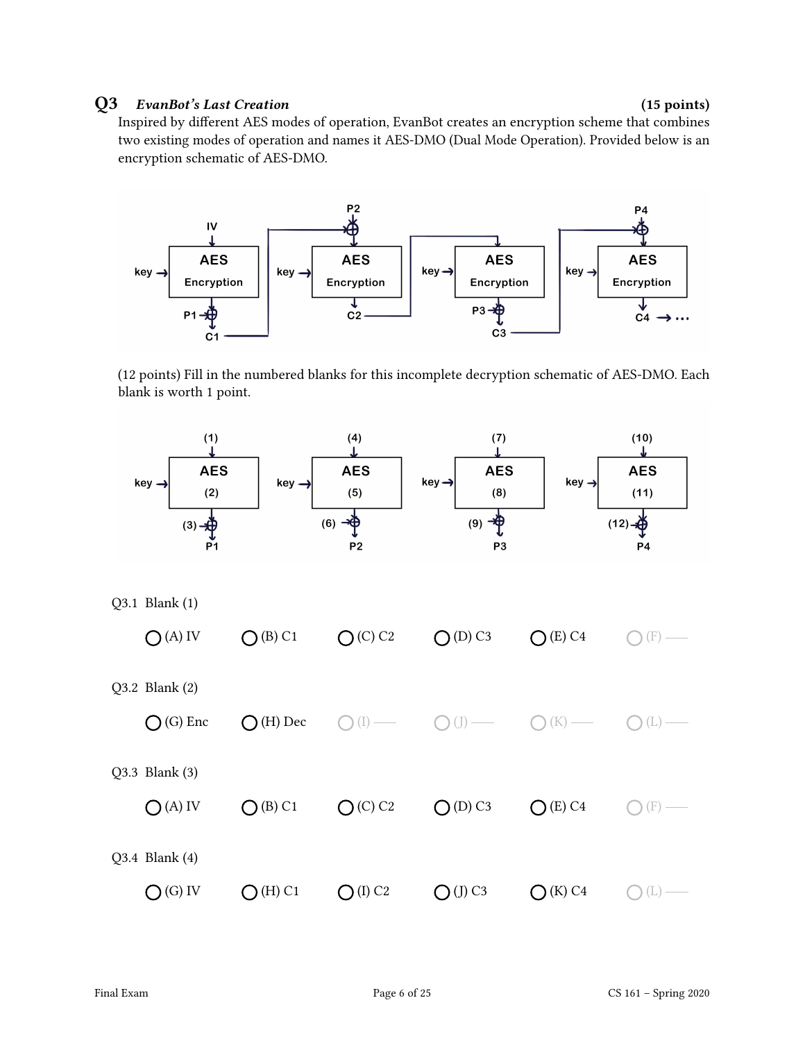## Q3 *EvanBot's Last Creation* (15 points)

Inspired by different AES modes of operation, EvanBot creates an encryption scheme that combines two existing modes of operation and names it AES-DMO (Dual Mode Operation). Provided below is an encryption schematic of AES-DMO.

(12 points) Fill in the numbered blanks for this incomplete decryption schematic of AES-DMO. Each blank is worth 1 point.

Q3.1 Blank (1)

◯ (A) IV ◯ (B) C1 ◯ (C) C2 ◯ (D) C3 ◯ (E) C4 ◯ (F) ——

Q3.2 Blank (2)

◯ (G) Enc ◯ (H) Dec ◯ (I) —— ◯ (J) —— ◯ (K) —— ◯ (L) ——

Q3.3 Blank (3)

◯ (A) IV ◯ (B) C1 ◯ (C) C2 ◯ (D) C3 ◯ (E) C4 ◯ (F) ——

Q3.4 Blank (4)

◯ (G) IV ◯ (H) C1 ◯ (I) C2 ◯ (J) C3 ◯ (K) C4 ◯ (L) ——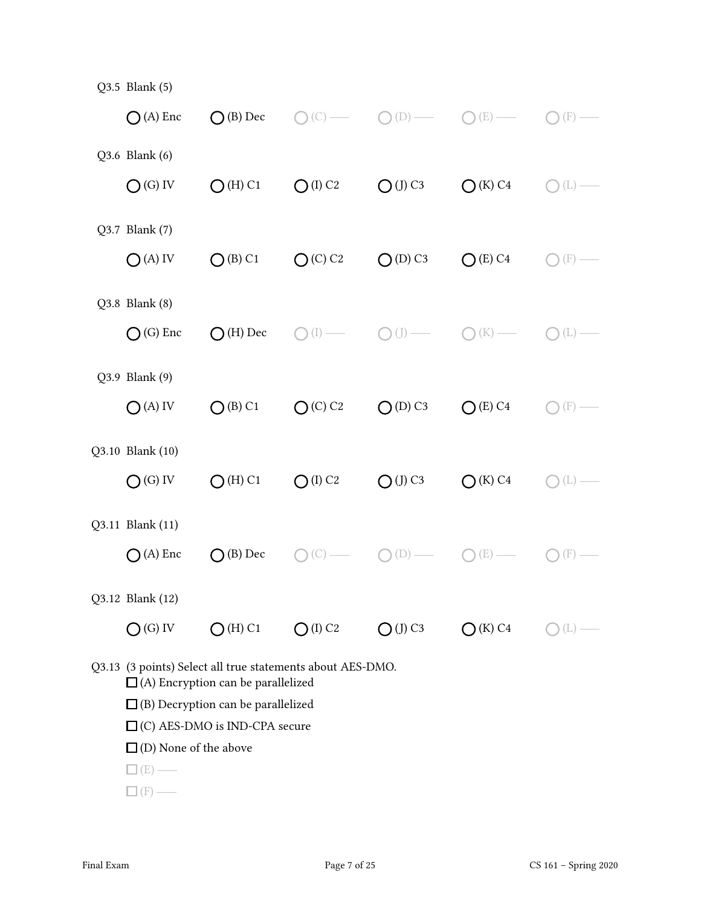Q3.5 Blank (5)

◯ (A) Enc ◯ (B) Dec ◯ (C) —— ◯ (D) —— ◯ (E) —— ◯ (F) ——

Q3.6 Blank (6)

◯ (G) IV ◯ (H) C1 ◯ (I) C2 ◯ (J) C3 ◯ (K) C4 ◯ (L) ——

Q3.7 Blank (7)

◯ (A) IV ◯ (B) C1 ◯ (C) C2 ◯ (D) C3 ◯ (E) C4 ◯ (F) ——

Q3.8 Blank (8)

◯ (G) Enc ◯ (H) Dec ◯ (I) —— ◯ (J) —— ◯ (K) —— ◯ (L) ——

Q3.9 Blank (9)

◯ (A) IV ◯ (B) C1 ◯ (C) C2 ◯ (D) C3 ◯ (E) C4 ◯ (F) ——

Q3.10 Blank (10)

◯ (G) IV ◯ (H) C1 ◯ (I) C2 ◯ (J) C3 ◯ (K) C4 ◯ (L) ——

Q3.11 Blank (11)

◯ (A) Enc ◯ (B) Dec ◯ (C) —— ◯ (D) —— ◯ (E) —— ◯ (F) ——

Q3.12 Blank (12)

◯ (G) IV ◯ (H) C1 ◯ (I) C2 ◯ (J) C3 ◯ (K) C4 ◯ (L) ——

Q3.13 (3 points) Select all true statements about AES-DMO.

☐ (A) Encryption can be parallelized

☐ (B) Decryption can be parallelized

☐ (C) AES-DMO is IND-CPA secure

☐ (D) None of the above

☐ (E) ——

☐ (F) ——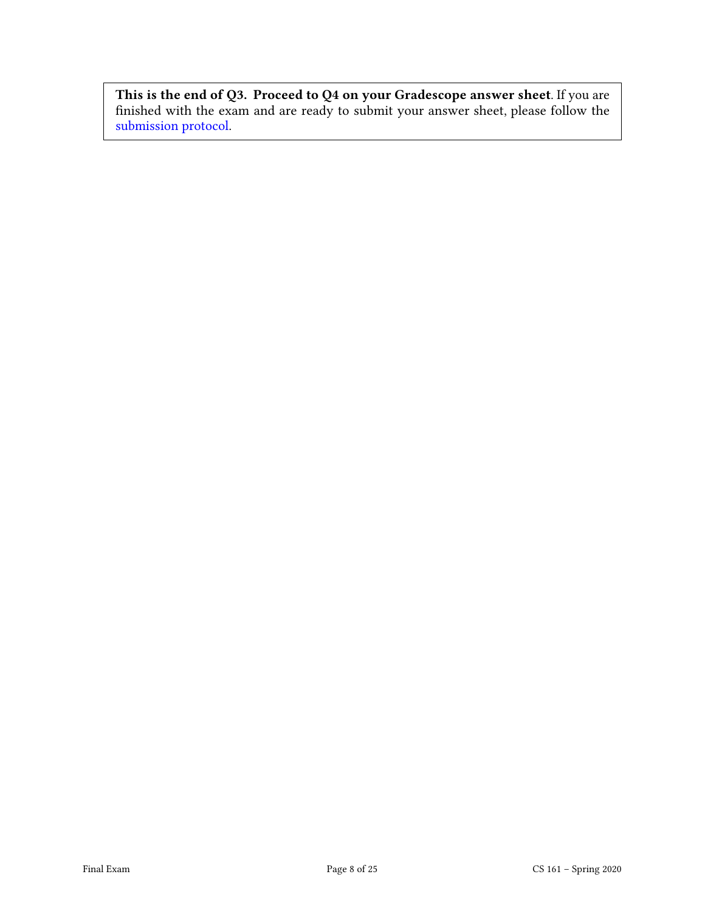**This is the end of Q3. Proceed to Q4 on your Gradescope answer sheet**. If you are finished with the exam and are ready to submit your answer sheet, please follow the submission protocol.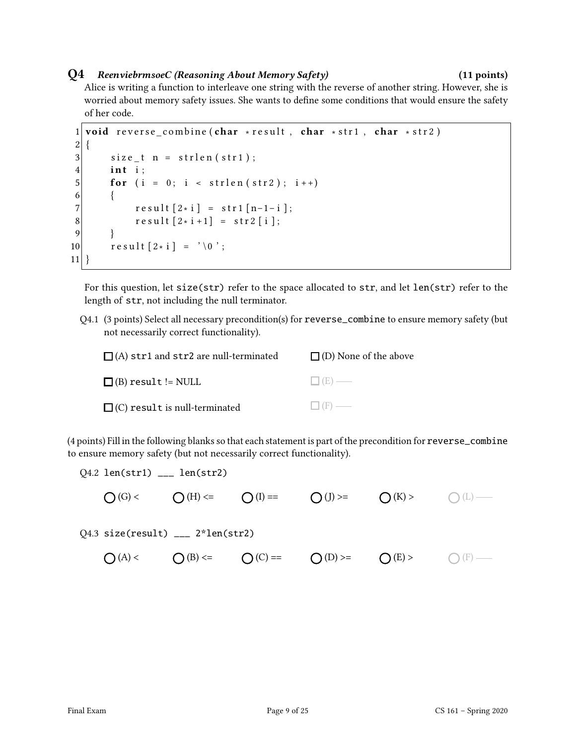## Q4 *ReenviebrmsoeC (Reasoning About Memory Safety)* **(11 points)**

Alice is writing a function to interleave one string with the reverse of another string. However, she is worried about memory safety issues. She wants to define some conditions that would ensure the safety of her code.

```
1  void reverse_combine(char *result, char *str1, char *str2)
2  {
3      size_t n = strlen(str1);
4      int i;
5      for (i = 0; i < strlen(str2); i++)
6      {
7          result[2*i] = str1[n-1-i];
8          result[2*i+1] = str2[i];
9      }
10     result[2*i] = '\0';
11 }
```

For this question, let size(str) refer to the space allocated to str, and let len(str) refer to the length of str, not including the null terminator.

Q4.1 (3 points) Select all necessary precondition(s) for reverse_combine to ensure memory safety (but not necessarily correct functionality).

☐ (A) str1 and str2 are null-terminated

☐ (B) result != NULL

☐ (C) result is null-terminated

☐ (D) None of the above

☐ (E) ——

☐ (F) ——

(4 points) Fill in the following blanks so that each statement is part of the precondition for reverse_combine to ensure memory safety (but not necessarily correct functionality).

Q4.2 len(str1) ___ len(str2)

○ (G) <　　○ (H) <=　　○ (I) ==　　○ (J) >=　　○ (K) >　　○ (L) ——

Q4.3 size(result) ___ 2*len(str2)

○ (A) <　　○ (B) <=　　○ (C) ==　　○ (D) >=　　○ (E) >　　○ (F) ——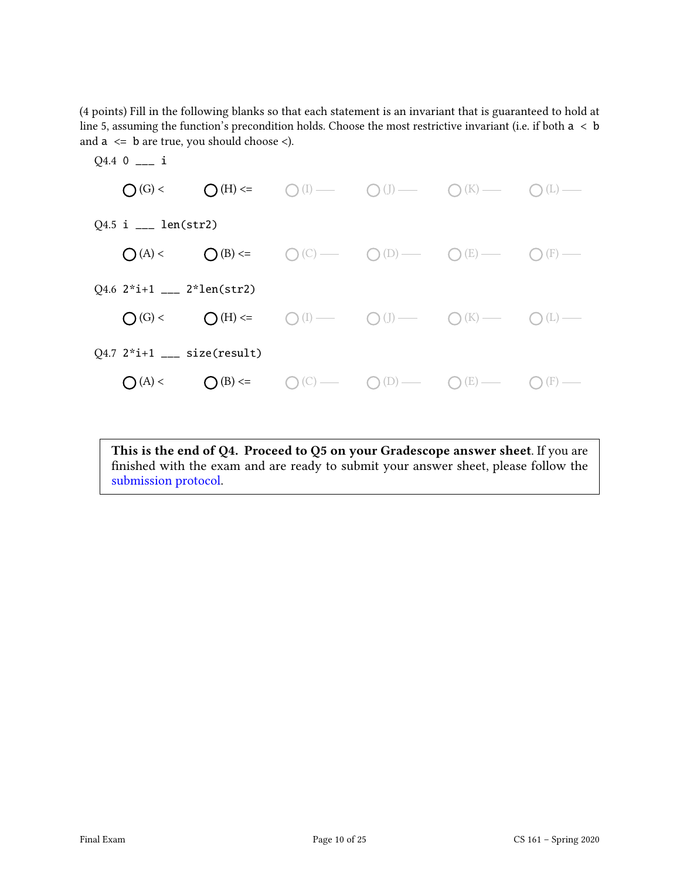(4 points) Fill in the following blanks so that each statement is an invariant that is guaranteed to hold at line 5, assuming the function's precondition holds. Choose the most restrictive invariant (i.e. if both `a < b` and `a <= b` are true, you should choose <).

Q4.4 `0 ___ i`

- ◯ (G) <
- ◯ (H) <=
- ◯ (I) —
- ◯ (J) —
- ◯ (K) —
- ◯ (L) —

Q4.5 `i ___ len(str2)`

- ◯ (A) <
- ◯ (B) <=
- ◯ (C) —
- ◯ (D) —
- ◯ (E) —
- ◯ (F) —

Q4.6 `2*i+1 ___ 2*len(str2)`

- ◯ (G) <
- ◯ (H) <=
- ◯ (I) —
- ◯ (J) —
- ◯ (K) —
- ◯ (L) —

Q4.7 `2*i+1 ___ size(result)`

- ◯ (A) <
- ◯ (B) <=
- ◯ (C) —
- ◯ (D) —
- ◯ (E) —
- ◯ (F) —

**This is the end of Q4. Proceed to Q5 on your Gradescope answer sheet.** If you are finished with the exam and are ready to submit your answer sheet, please follow the submission protocol.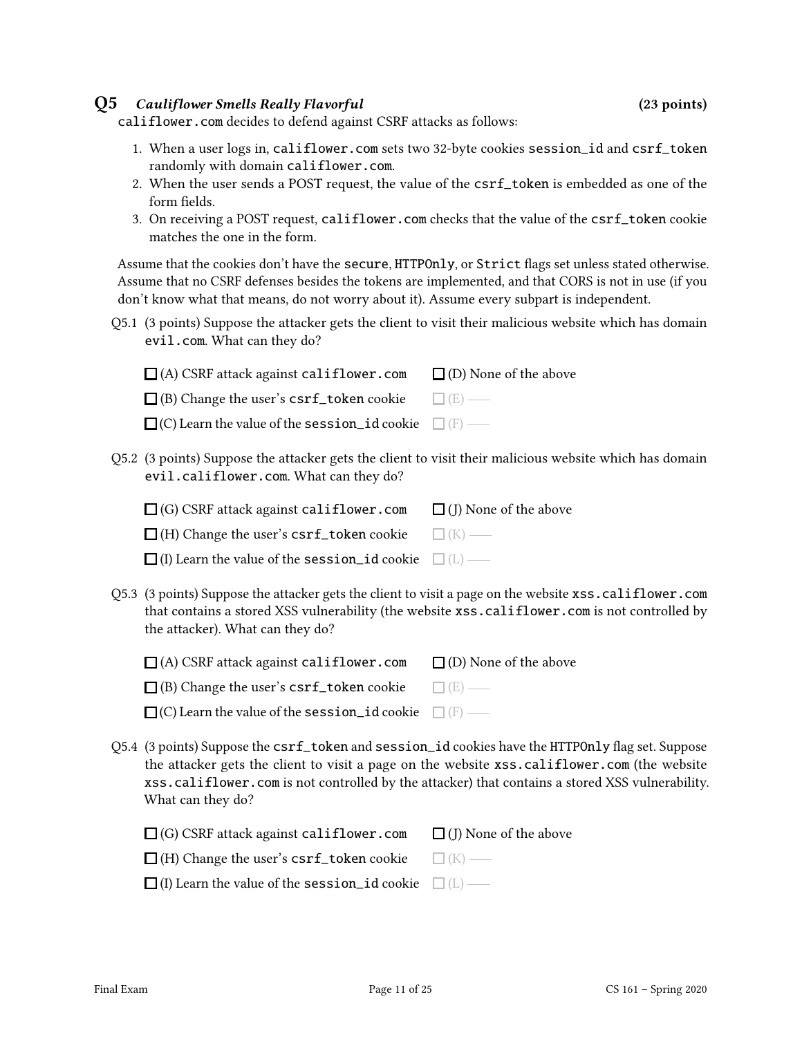## Q5 *Cauliflower Smells Really Flavorful* **(23 points)**

califlower.com decides to defend against CSRF attacks as follows:

1. When a user logs in, califlower.com sets two 32-byte cookies session_id and csrf_token randomly with domain califlower.com.
2. When the user sends a POST request, the value of the csrf_token is embedded as one of the form fields.
3. On receiving a POST request, califlower.com checks that the value of the csrf_token cookie matches the one in the form.

Assume that the cookies don't have the secure, HTTPOnly, or Strict flags set unless stated otherwise. Assume that no CSRF defenses besides the tokens are implemented, and that CORS is not in use (if you don't know what that means, do not worry about it). Assume every subpart is independent.

Q5.1 (3 points) Suppose the attacker gets the client to visit their malicious website which has domain evil.com. What can they do?

- ☐ (A) CSRF attack against califlower.com
- ☐ (B) Change the user's csrf_token cookie
- ☐ (C) Learn the value of the session_id cookie
- ☐ (D) None of the above
- ☐ (E) —
- ☐ (F) —

Q5.2 (3 points) Suppose the attacker gets the client to visit their malicious website which has domain evil.califlower.com. What can they do?

- ☐ (G) CSRF attack against califlower.com
- ☐ (H) Change the user's csrf_token cookie
- ☐ (I) Learn the value of the session_id cookie
- ☐ (J) None of the above
- ☐ (K) —
- ☐ (L) —

Q5.3 (3 points) Suppose the attacker gets the client to visit a page on the website xss.califlower.com that contains a stored XSS vulnerability (the website xss.califlower.com is not controlled by the attacker). What can they do?

- ☐ (A) CSRF attack against califlower.com
- ☐ (B) Change the user's csrf_token cookie
- ☐ (C) Learn the value of the session_id cookie
- ☐ (D) None of the above
- ☐ (E) —
- ☐ (F) —

Q5.4 (3 points) Suppose the csrf_token and session_id cookies have the HTTPOnly flag set. Suppose the attacker gets the client to visit a page on the website xss.califlower.com (the website xss.califlower.com is not controlled by the attacker) that contains a stored XSS vulnerability. What can they do?

- ☐ (G) CSRF attack against califlower.com
- ☐ (H) Change the user's csrf_token cookie
- ☐ (I) Learn the value of the session_id cookie
- ☐ (J) None of the above
- ☐ (K) —
- ☐ (L) —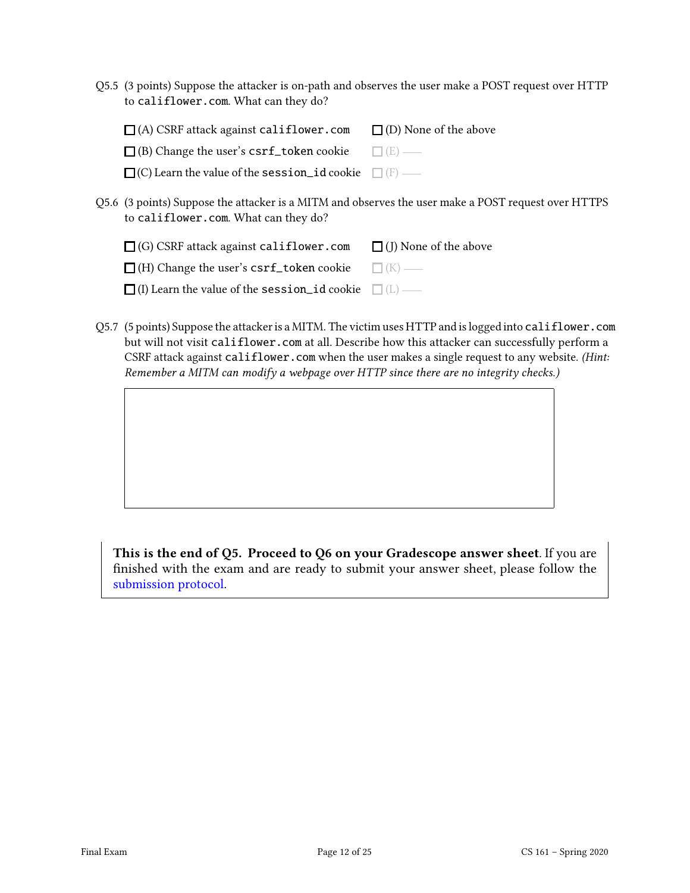Q5.5 (3 points) Suppose the attacker is on-path and observes the user make a POST request over HTTP to `califlower.com`. What can they do?

- ☐ (A) CSRF attack against `califlower.com`
- ☐ (B) Change the user's `csrf_token` cookie
- ☐ (C) Learn the value of the `session_id` cookie
- ☐ (D) None of the above
- ☐ (E) —
- ☐ (F) —

Q5.6 (3 points) Suppose the attacker is a MITM and observes the user make a POST request over HTTPS to `califlower.com`. What can they do?

- ☐ (G) CSRF attack against `califlower.com`
- ☐ (H) Change the user's `csrf_token` cookie
- ☐ (I) Learn the value of the `session_id` cookie
- ☐ (J) None of the above
- ☐ (K) —
- ☐ (L) —

Q5.7 (5 points) Suppose the attacker is a MITM. The victim uses HTTP and is logged into `califlower.com` but will not visit `califlower.com` at all. Describe how this attacker can successfully perform a CSRF attack against `califlower.com` when the user makes a single request to any website. *(Hint: Remember a MITM can modify a webpage over HTTP since there are no integrity checks.)*

**This is the end of Q5. Proceed to Q6 on your Gradescope answer sheet**. If you are finished with the exam and are ready to submit your answer sheet, please follow the submission protocol.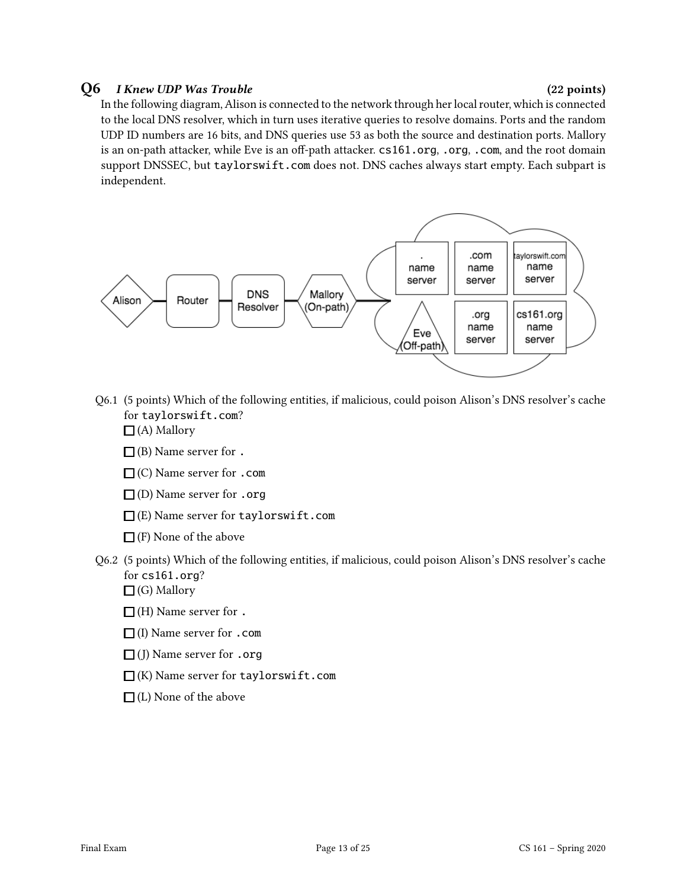## Q6 *I Knew UDP Was Trouble* (22 points)

In the following diagram, Alison is connected to the network through her local router, which is connected to the local DNS resolver, which in turn uses iterative queries to resolve domains. Ports and the random UDP ID numbers are 16 bits, and DNS queries use 53 as both the source and destination ports. Mallory is an on-path attacker, while Eve is an off-path attacker. `cs161.org`, `.org`, `.com`, and the root domain support DNSSEC, but `taylorswift.com` does not. DNS caches always start empty. Each subpart is independent.

Q6.1 (5 points) Which of the following entities, if malicious, could poison Alison's DNS resolver's cache for `taylorswift.com`?

☐ (A) Mallory

☐ (B) Name server for `.`

☐ (C) Name server for `.com`

☐ (D) Name server for `.org`

☐ (E) Name server for `taylorswift.com`

☐ (F) None of the above

Q6.2 (5 points) Which of the following entities, if malicious, could poison Alison's DNS resolver's cache for `cs161.org`?

☐ (G) Mallory

☐ (H) Name server for `.`

☐ (I) Name server for `.com`

☐ (J) Name server for `.org`

☐ (K) Name server for `taylorswift.com`

☐ (L) None of the above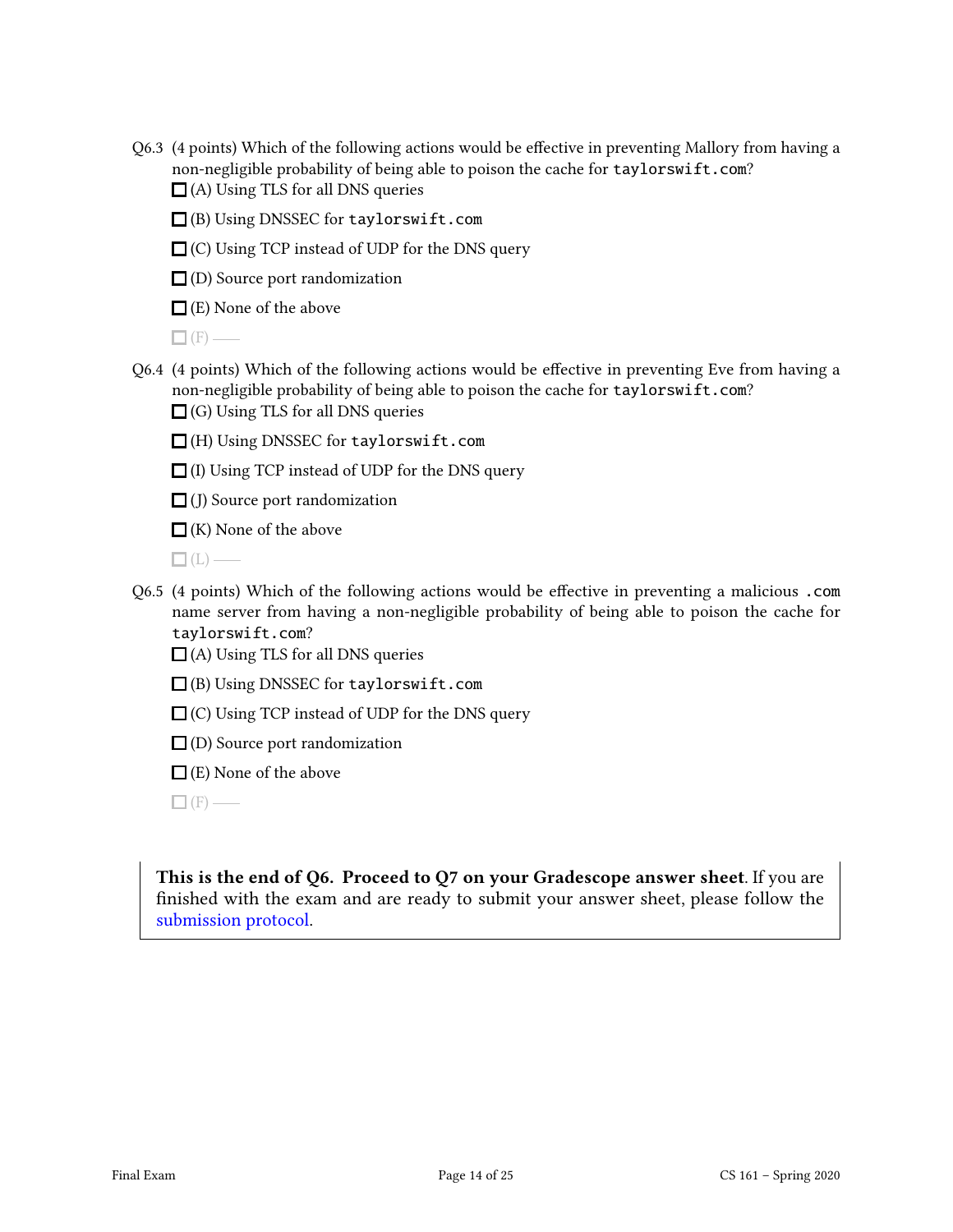Q6.3 (4 points) Which of the following actions would be effective in preventing Mallory from having a non-negligible probability of being able to poison the cache for `taylorswift.com`?

☐ (A) Using TLS for all DNS queries

☐ (B) Using DNSSEC for `taylorswift.com`

☐ (C) Using TCP instead of UDP for the DNS query

☐ (D) Source port randomization

☐ (E) None of the above

☐ (F) ——

Q6.4 (4 points) Which of the following actions would be effective in preventing Eve from having a non-negligible probability of being able to poison the cache for `taylorswift.com`?

☐ (G) Using TLS for all DNS queries

☐ (H) Using DNSSEC for `taylorswift.com`

☐ (I) Using TCP instead of UDP for the DNS query

☐ (J) Source port randomization

☐ (K) None of the above

☐ (L) ——

Q6.5 (4 points) Which of the following actions would be effective in preventing a malicious `.com` name server from having a non-negligible probability of being able to poison the cache for `taylorswift.com`?

☐ (A) Using TLS for all DNS queries

☐ (B) Using DNSSEC for `taylorswift.com`

☐ (C) Using TCP instead of UDP for the DNS query

☐ (D) Source port randomization

☐ (E) None of the above

☐ (F) ——

**This is the end of Q6. Proceed to Q7 on your Gradescope answer sheet**. If you are finished with the exam and are ready to submit your answer sheet, please follow the submission protocol.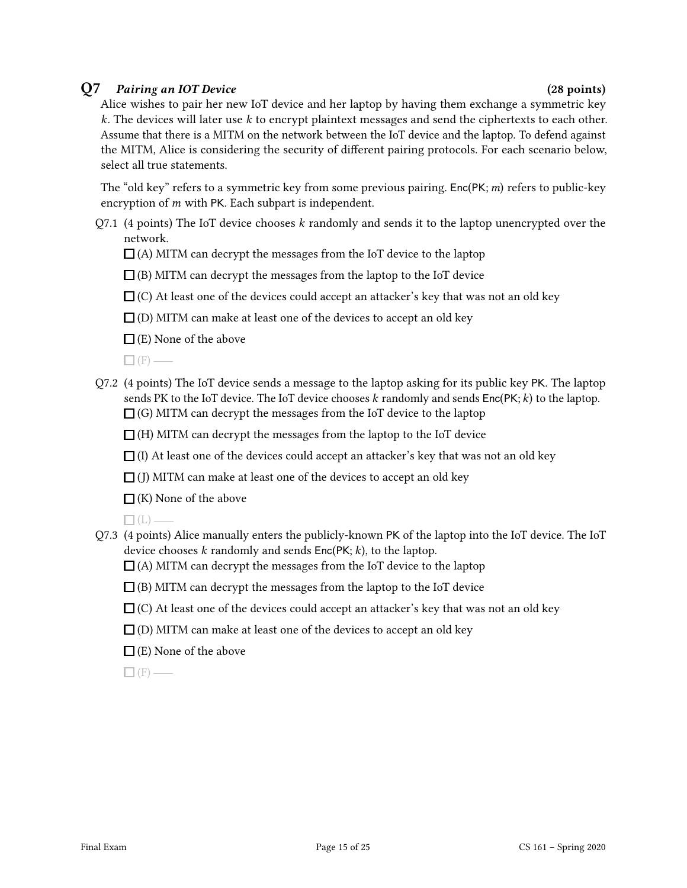## Q7 *Pairing an IOT Device* (28 points)

Alice wishes to pair her new IoT device and her laptop by having them exchange a symmetric key $k$. The devices will later use $k$ to encrypt plaintext messages and send the ciphertexts to each other. Assume that there is a MITM on the network between the IoT device and the laptop. To defend against the MITM, Alice is considering the security of different pairing protocols. For each scenario below, select all true statements.

The "old key" refers to a symmetric key from some previous pairing. Enc(PK; $m$) refers to public-key encryption of $m$ with PK. Each subpart is independent.

Q7.1 (4 points) The IoT device chooses $k$ randomly and sends it to the laptop unencrypted over the network.

- ☐ (A) MITM can decrypt the messages from the IoT device to the laptop
- ☐ (B) MITM can decrypt the messages from the laptop to the IoT device
- ☐ (C) At least one of the devices could accept an attacker's key that was not an old key
- ☐ (D) MITM can make at least one of the devices to accept an old key
- ☐ (E) None of the above
- ☐ (F) ——

Q7.2 (4 points) The IoT device sends a message to the laptop asking for its public key PK. The laptop sends PK to the IoT device. The IoT device chooses $k$ randomly and sends Enc(PK; $k$) to the laptop.

- ☐ (G) MITM can decrypt the messages from the IoT device to the laptop
- ☐ (H) MITM can decrypt the messages from the laptop to the IoT device
- ☐ (I) At least one of the devices could accept an attacker's key that was not an old key
- ☐ (J) MITM can make at least one of the devices to accept an old key
- ☐ (K) None of the above
- ☐ (L) ——

Q7.3 (4 points) Alice manually enters the publicly-known PK of the laptop into the IoT device. The IoT device chooses $k$ randomly and sends Enc(PK; $k$), to the laptop.

- ☐ (A) MITM can decrypt the messages from the IoT device to the laptop
- ☐ (B) MITM can decrypt the messages from the laptop to the IoT device
- ☐ (C) At least one of the devices could accept an attacker's key that was not an old key
- ☐ (D) MITM can make at least one of the devices to accept an old key
- ☐ (E) None of the above
- ☐ (F) ——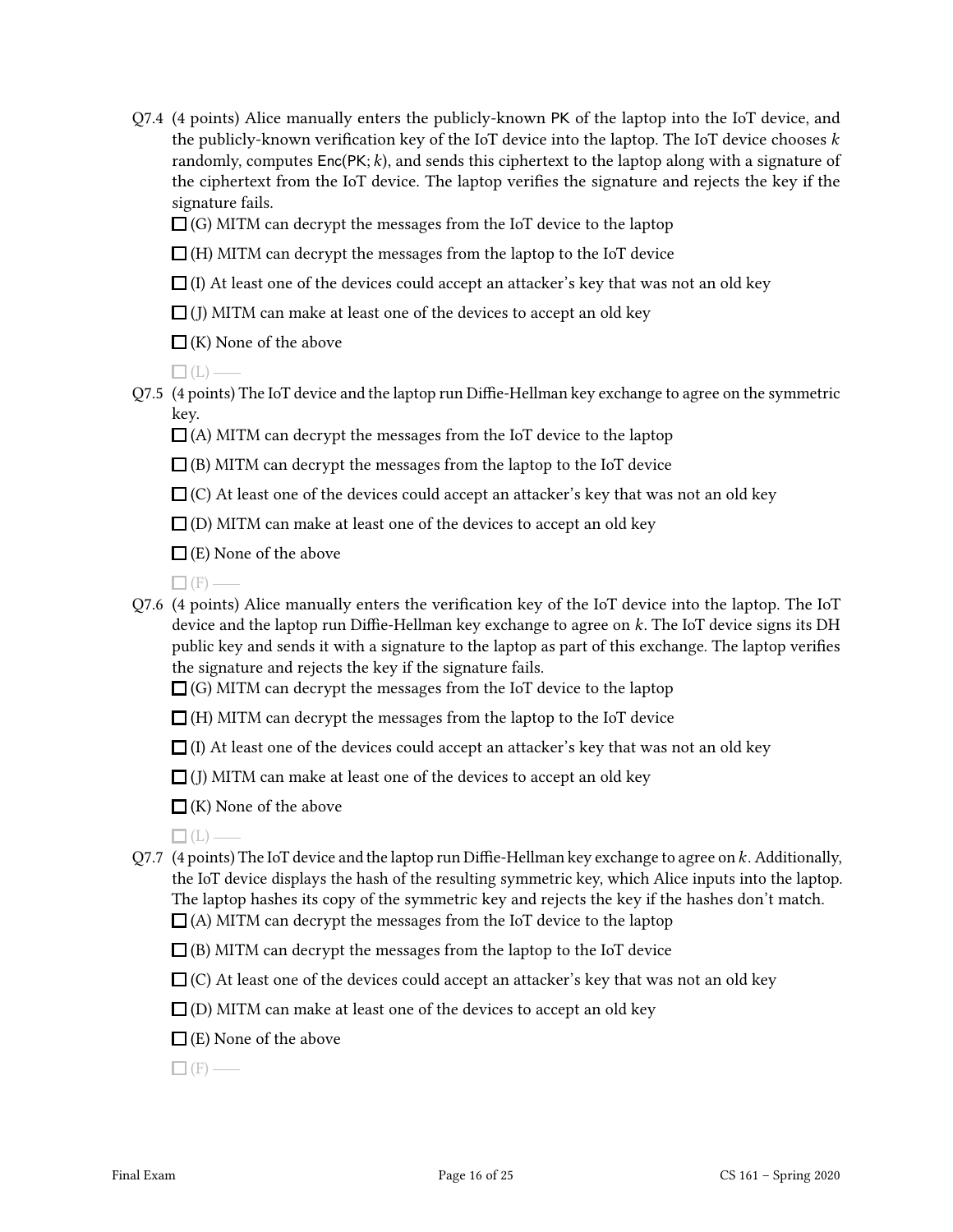Q7.4 (4 points) Alice manually enters the publicly-known PK of the laptop into the IoT device, and the publicly-known verification key of the IoT device into the laptop. The IoT device chooses $k$ randomly, computes $\mathsf{Enc}(\mathsf{PK}; k)$, and sends this ciphertext to the laptop along with a signature of the ciphertext from the IoT device. The laptop verifies the signature and rejects the key if the signature fails.

☐ (G) MITM can decrypt the messages from the IoT device to the laptop

☐ (H) MITM can decrypt the messages from the laptop to the IoT device

☐ (I) At least one of the devices could accept an attacker's key that was not an old key

☐ (J) MITM can make at least one of the devices to accept an old key

☐ (K) None of the above

☐ (L) ——

Q7.5 (4 points) The IoT device and the laptop run Diffie-Hellman key exchange to agree on the symmetric key.

☐ (A) MITM can decrypt the messages from the IoT device to the laptop

☐ (B) MITM can decrypt the messages from the laptop to the IoT device

☐ (C) At least one of the devices could accept an attacker's key that was not an old key

☐ (D) MITM can make at least one of the devices to accept an old key

☐ (E) None of the above

☐ (F) ——

Q7.6 (4 points) Alice manually enters the verification key of the IoT device into the laptop. The IoT device and the laptop run Diffie-Hellman key exchange to agree on $k$. The IoT device signs its DH public key and sends it with a signature to the laptop as part of this exchange. The laptop verifies the signature and rejects the key if the signature fails.

☐ (G) MITM can decrypt the messages from the IoT device to the laptop

☐ (H) MITM can decrypt the messages from the laptop to the IoT device

☐ (I) At least one of the devices could accept an attacker's key that was not an old key

☐ (J) MITM can make at least one of the devices to accept an old key

☐ (K) None of the above

☐ (L) ——

Q7.7 (4 points) The IoT device and the laptop run Diffie-Hellman key exchange to agree on $k$. Additionally, the IoT device displays the hash of the resulting symmetric key, which Alice inputs into the laptop. The laptop hashes its copy of the symmetric key and rejects the key if the hashes don't match.

☐ (A) MITM can decrypt the messages from the IoT device to the laptop

☐ (B) MITM can decrypt the messages from the laptop to the IoT device

☐ (C) At least one of the devices could accept an attacker's key that was not an old key

☐ (D) MITM can make at least one of the devices to accept an old key

☐ (E) None of the above

☐ (F) ——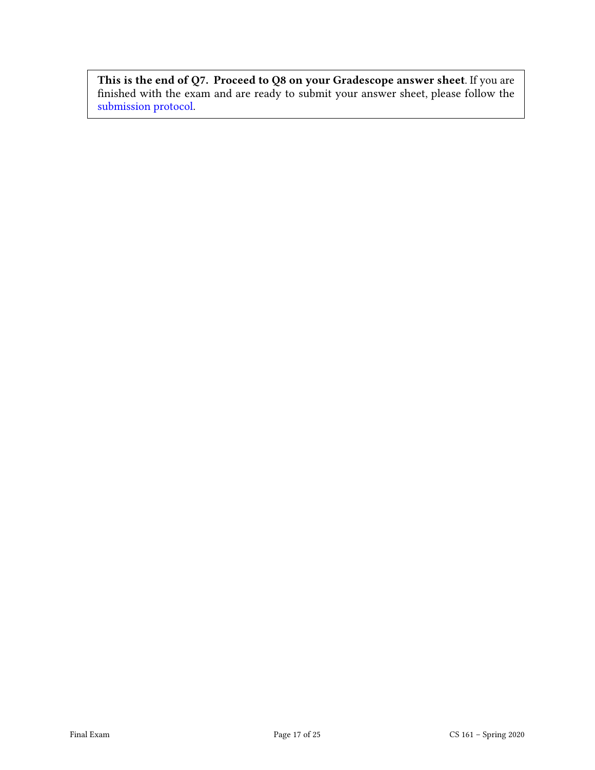**This is the end of Q7. Proceed to Q8 on your Gradescope answer sheet**. If you are finished with the exam and are ready to submit your answer sheet, please follow the submission protocol.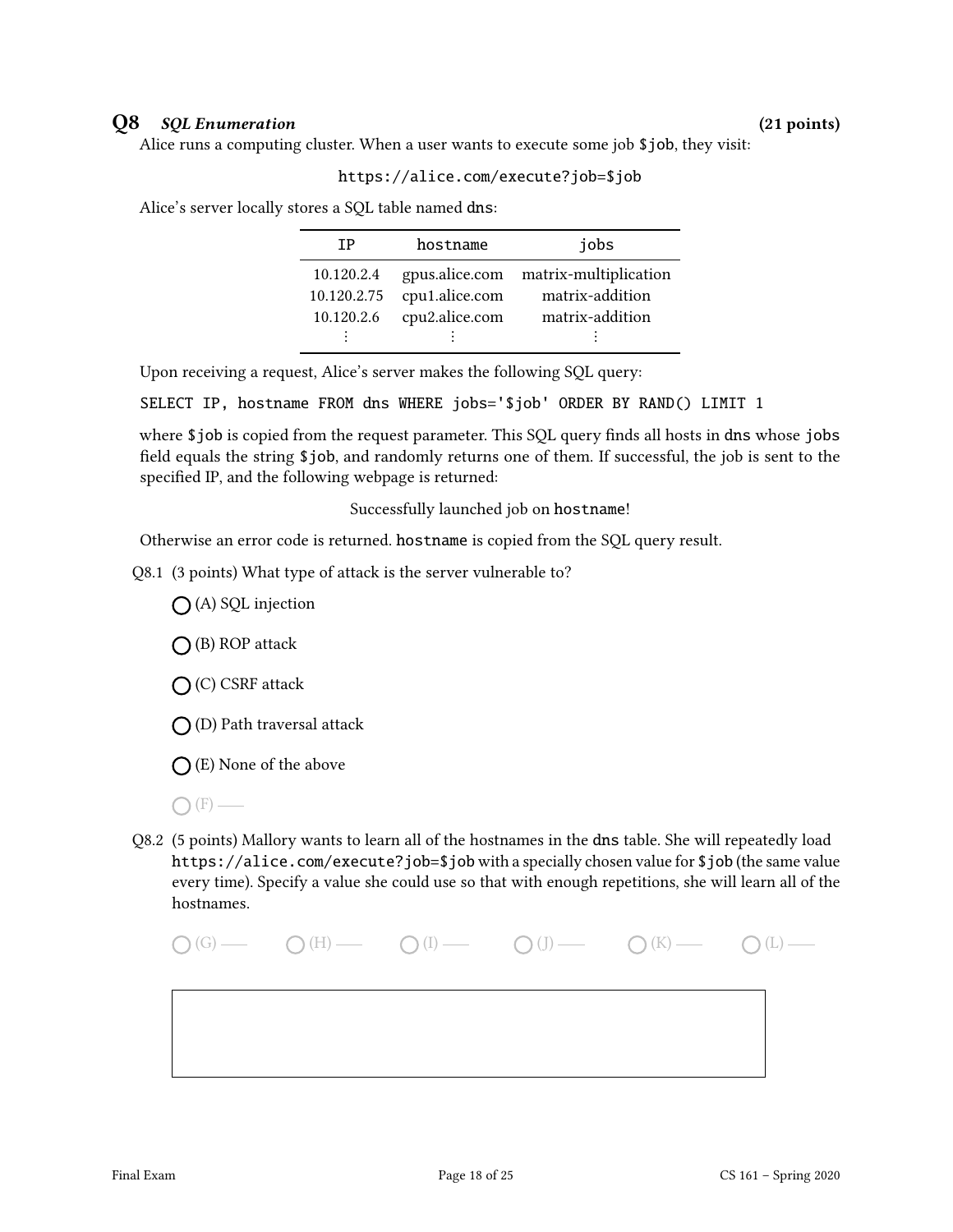## Q8 *SQL Enumeration* (21 points)

Alice runs a computing cluster. When a user wants to execute some job `$job`, they visit:

```
https://alice.com/execute?job=$job
```

Alice's server locally stores a SQL table named `dns`:

| IP | hostname | jobs |
|---|---|---|
| 10.120.2.4 | gpus.alice.com | matrix-multiplication |
| 10.120.2.75 | cpu1.alice.com | matrix-addition |
| 10.120.2.6 | cpu2.alice.com | matrix-addition |
| ⋮ | ⋮ | ⋮ |

Upon receiving a request, Alice's server makes the following SQL query:

```
SELECT IP, hostname FROM dns WHERE jobs='$job' ORDER BY RAND() LIMIT 1
```

where `$job` is copied from the request parameter. This SQL query finds all hosts in `dns` whose `jobs` field equals the string `$job`, and randomly returns one of them. If successful, the job is sent to the specified IP, and the following webpage is returned:

Successfully launched job on `hostname`!

Otherwise an error code is returned. `hostname` is copied from the SQL query result.

Q8.1 (3 points) What type of attack is the server vulnerable to?

- ◯ (A) SQL injection
- ◯ (B) ROP attack
- ◯ (C) CSRF attack
- ◯ (D) Path traversal attack
- ◯ (E) None of the above
- ◯ (F) —

Q8.2 (5 points) Mallory wants to learn all of the hostnames in the `dns` table. She will repeatedly load `https://alice.com/execute?job=$job` with a specially chosen value for `$job` (the same value every time). Specify a value she could use so that with enough repetitions, she will learn all of the hostnames.

◯ (G) — ◯ (H) — ◯ (I) — ◯ (J) — ◯ (K) — ◯ (L) —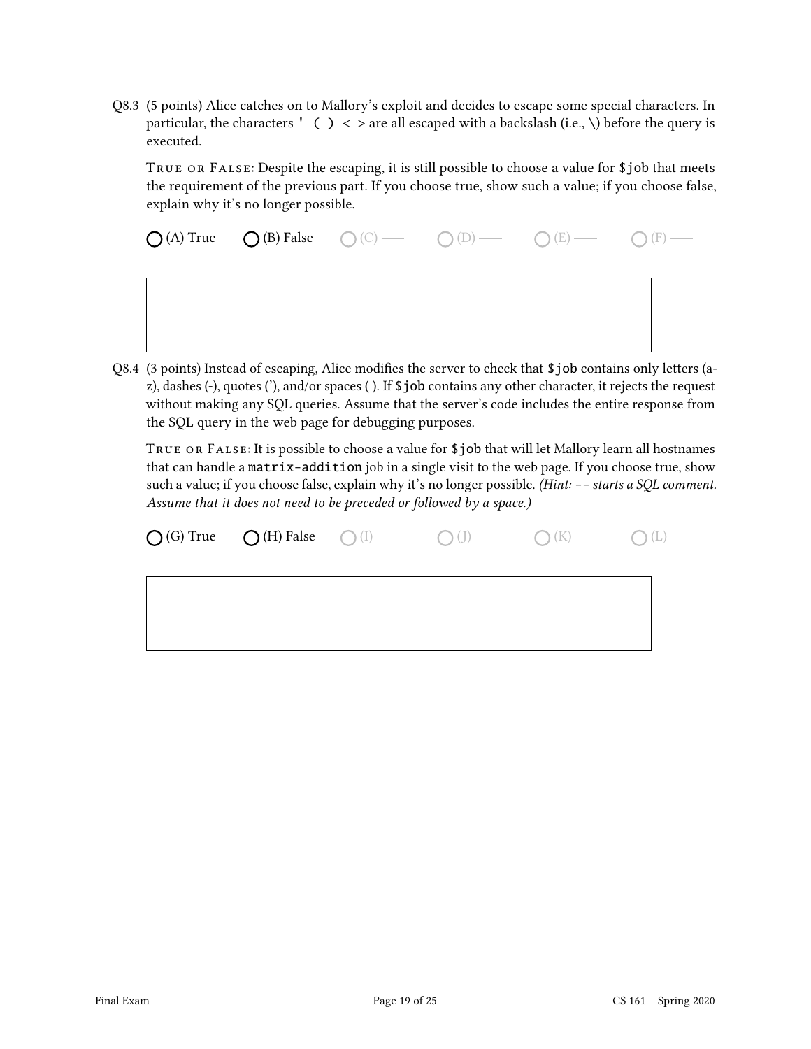Q8.3 (5 points) Alice catches on to Mallory's exploit and decides to escape some special characters. In particular, the characters `' ( ) < >` are all escaped with a backslash (i.e., \) before the query is executed.

TRUE OR FALSE: Despite the escaping, it is still possible to choose a value for `$job` that meets the requirement of the previous part. If you choose true, show such a value; if you choose false, explain why it's no longer possible.

◯ (A) True ◯ (B) False ◯ (C) — ◯ (D) — ◯ (E) — ◯ (F) —

Q8.4 (3 points) Instead of escaping, Alice modifies the server to check that `$job` contains only letters (a-z), dashes (-), quotes ('), and/or spaces ( ). If `$job` contains any other character, it rejects the request without making any SQL queries. Assume that the server's code includes the entire response from the SQL query in the web page for debugging purposes.

TRUE OR FALSE: It is possible to choose a value for `$job` that will let Mallory learn all hostnames that can handle a `matrix-addition` job in a single visit to the web page. If you choose true, show such a value; if you choose false, explain why it's no longer possible. *(Hint: `--` starts a SQL comment. Assume that it does not need to be preceded or followed by a space.)*

◯ (G) True ◯ (H) False ◯ (I) — ◯ (J) — ◯ (K) — ◯ (L) —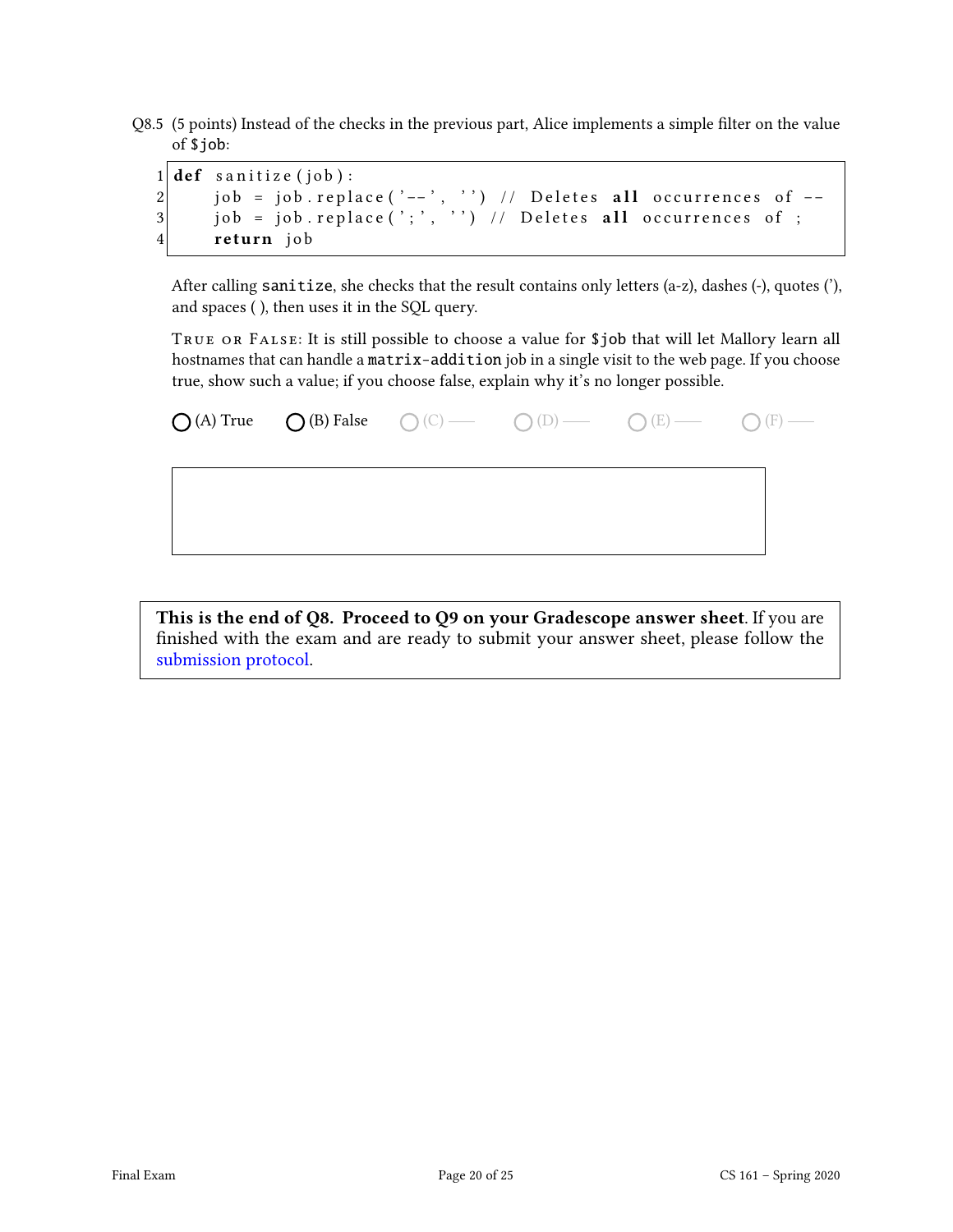Q8.5 (5 points) Instead of the checks in the previous part, Alice implements a simple filter on the value of `$job`:

```
1 def sanitize(job):
2     job = job.replace('--', '') // Deletes all occurrences of --
3     job = job.replace(';', '') // Deletes all occurrences of ;
4     return job
```

After calling `sanitize`, she checks that the result contains only letters (a-z), dashes (-), quotes ('), and spaces ( ), then uses it in the SQL query.

TRUE OR FALSE: It is still possible to choose a value for `$job` that will let Mallory learn all hostnames that can handle a `matrix-addition` job in a single visit to the web page. If you choose true, show such a value; if you choose false, explain why it's no longer possible.

◯ (A) True ◯ (B) False ◯ (C) —— ◯ (D) —— ◯ (E) —— ◯ (F) ——

**This is the end of Q8. Proceed to Q9 on your Gradescope answer sheet.** If you are finished with the exam and are ready to submit your answer sheet, please follow the submission protocol.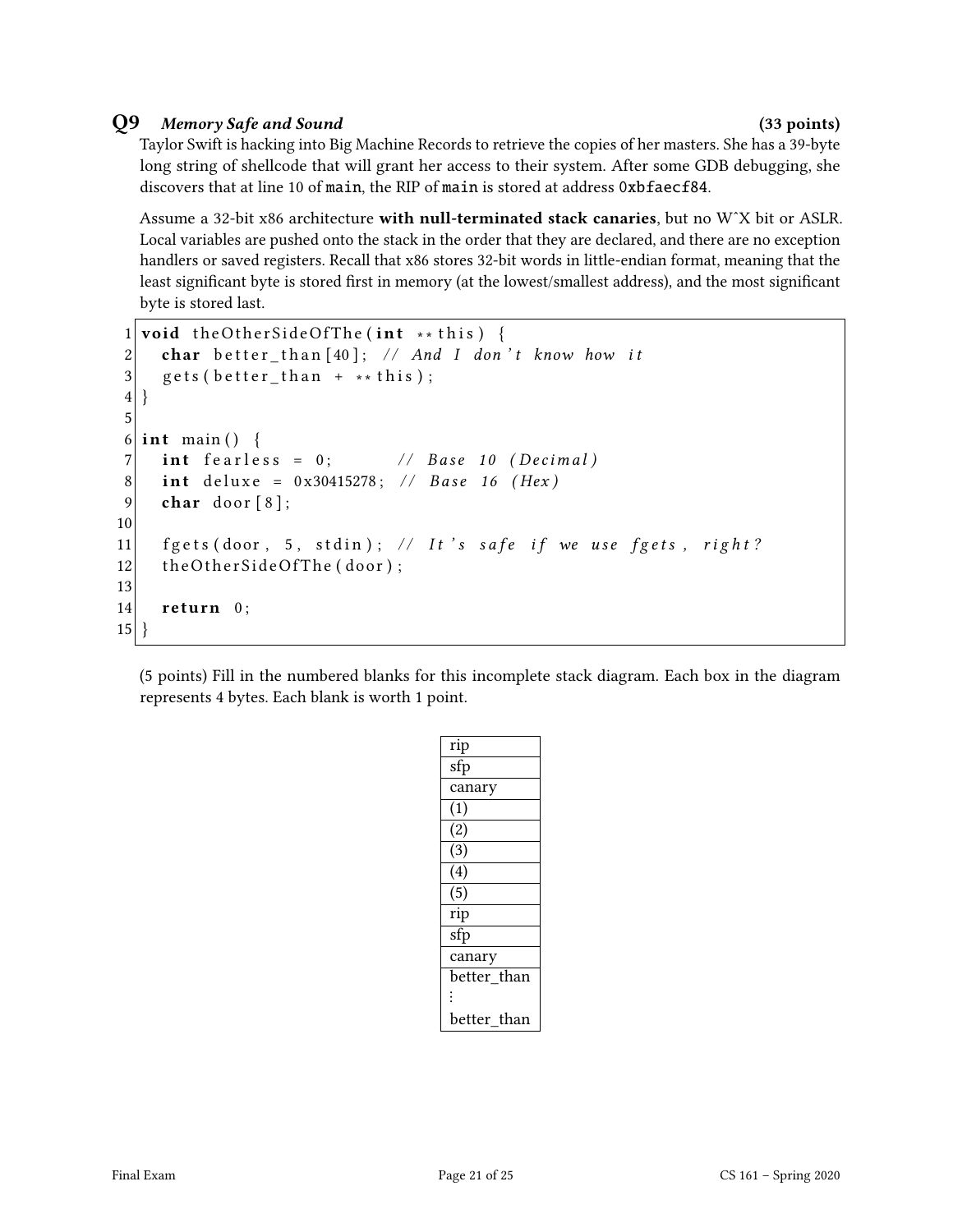## Q9 *Memory Safe and Sound* (33 points)

Taylor Swift is hacking into Big Machine Records to retrieve the copies of her masters. She has a 39-byte long string of shellcode that will grant her access to their system. After some GDB debugging, she discovers that at line 10 of `main`, the RIP of `main` is stored at address `0xbfaecf84`.

Assume a 32-bit x86 architecture **with null-terminated stack canaries**, but no W^X bit or ASLR. Local variables are pushed onto the stack in the order that they are declared, and there are no exception handlers or saved registers. Recall that x86 stores 32-bit words in little-endian format, meaning that the least significant byte is stored first in memory (at the lowest/smallest address), and the most significant byte is stored last.

```
1  void theOtherSideOfThe(int **this) {
2    char better_than[40]; // And I don't know how it
3    gets(better_than + **this);
4  }
5
6  int main() {
7    int fearless = 0;         // Base 10 (Decimal)
8    int deluxe = 0x30415278; // Base 16 (Hex)
9    char door[8];
10
11   fgets(door, 5, stdin); // It's safe if we use fgets, right?
12   theOtherSideOfThe(door);
13
14   return 0;
15 }
```

(5 points) Fill in the numbered blanks for this incomplete stack diagram. Each box in the diagram represents 4 bytes. Each blank is worth 1 point.

| |
|---|
| rip |
| sfp |
| canary |
| (1) |
| (2) |
| (3) |
| (4) |
| (5) |
| rip |
| sfp |
| canary |
| better_than<br>⋮<br>better_than |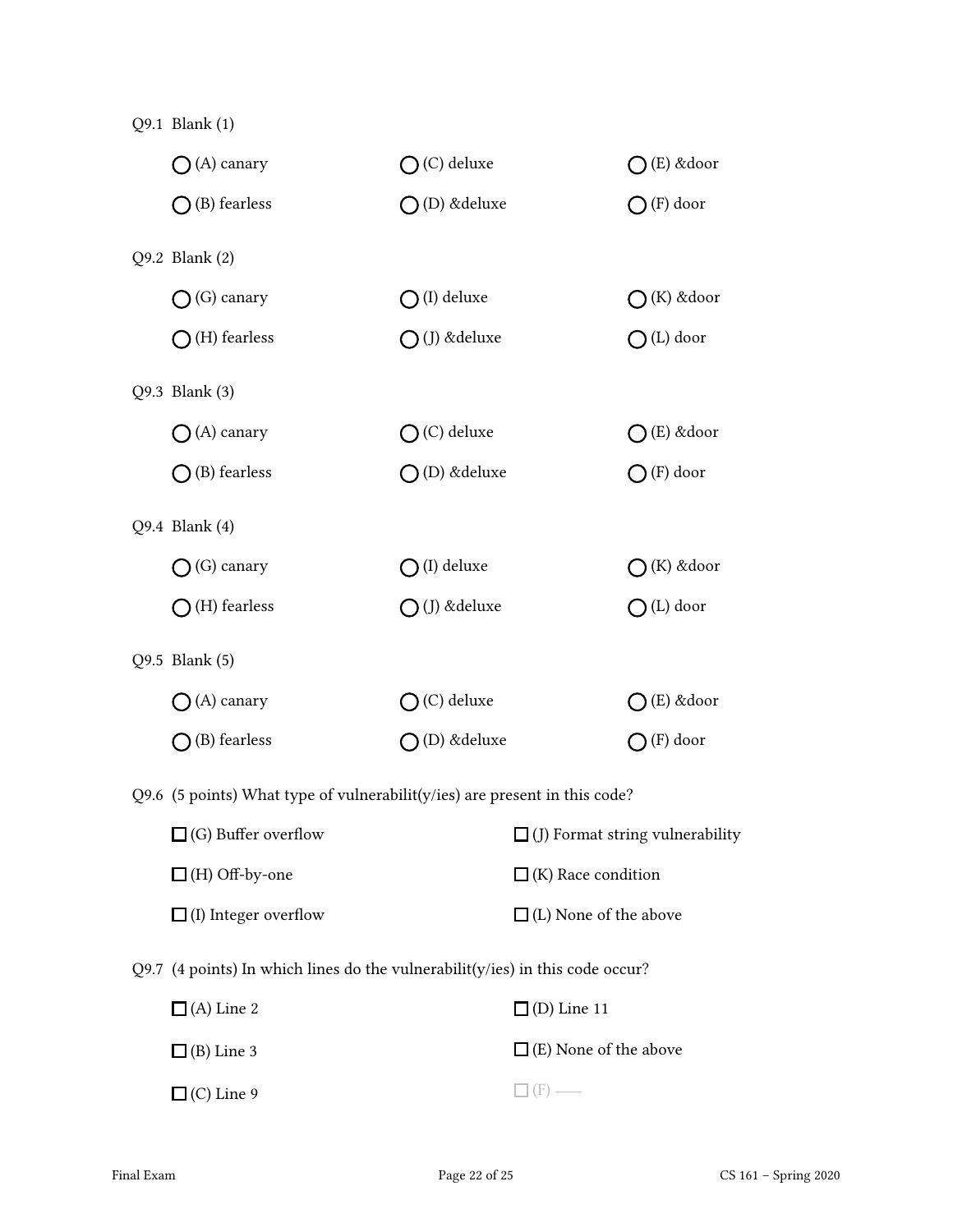Q9.1 Blank (1)

- ◯ (A) canary
- ◯ (B) fearless
- ◯ (C) deluxe
- ◯ (D) &deluxe
- ◯ (E) &door
- ◯ (F) door

Q9.2 Blank (2)

- ◯ (G) canary
- ◯ (H) fearless
- ◯ (I) deluxe
- ◯ (J) &deluxe
- ◯ (K) &door
- ◯ (L) door

Q9.3 Blank (3)

- ◯ (A) canary
- ◯ (B) fearless
- ◯ (C) deluxe
- ◯ (D) &deluxe
- ◯ (E) &door
- ◯ (F) door

Q9.4 Blank (4)

- ◯ (G) canary
- ◯ (H) fearless
- ◯ (I) deluxe
- ◯ (J) &deluxe
- ◯ (K) &door
- ◯ (L) door

Q9.5 Blank (5)

- ◯ (A) canary
- ◯ (B) fearless
- ◯ (C) deluxe
- ◯ (D) &deluxe
- ◯ (E) &door
- ◯ (F) door

Q9.6 (5 points) What type of vulnerabilit(y/ies) are present in this code?

- ☐ (G) Buffer overflow
- ☐ (H) Off-by-one
- ☐ (I) Integer overflow
- ☐ (J) Format string vulnerability
- ☐ (K) Race condition
- ☐ (L) None of the above

Q9.7 (4 points) In which lines do the vulnerabilit(y/ies) in this code occur?

- ☐ (A) Line 2
- ☐ (B) Line 3
- ☐ (C) Line 9
- ☐ (D) Line 11
- ☐ (E) None of the above
- ☐ (F) ——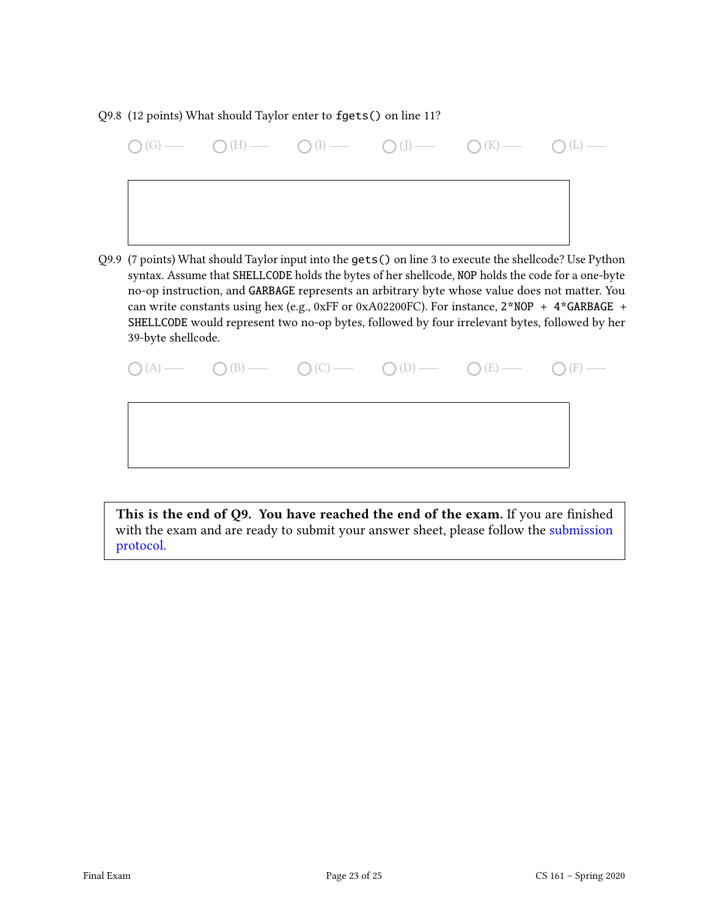Q9.8 (12 points) What should Taylor enter to `fgets()` on line 11?

○ (G) —— ○ (H) —— ○ (I) —— ○ (J) —— ○ (K) —— ○ (L) ——

Q9.9 (7 points) What should Taylor input into the `gets()` on line 3 to execute the shellcode? Use Python syntax. Assume that `SHELLCODE` holds the bytes of her shellcode, `NOP` holds the code for a one-byte no-op instruction, and `GARBAGE` represents an arbitrary byte whose value does not matter. You can write constants using hex (e.g., 0xFF or 0xA02200FC). For instance, `2*NOP + 4*GARBAGE + SHELLCODE` would represent two no-op bytes, followed by four irrelevant bytes, followed by her 39-byte shellcode.

○ (A) —— ○ (B) —— ○ (C) —— ○ (D) —— ○ (E) —— ○ (F) ——

**This is the end of Q9. You have reached the end of the exam.** If you are finished with the exam and are ready to submit your answer sheet, please follow the submission protocol.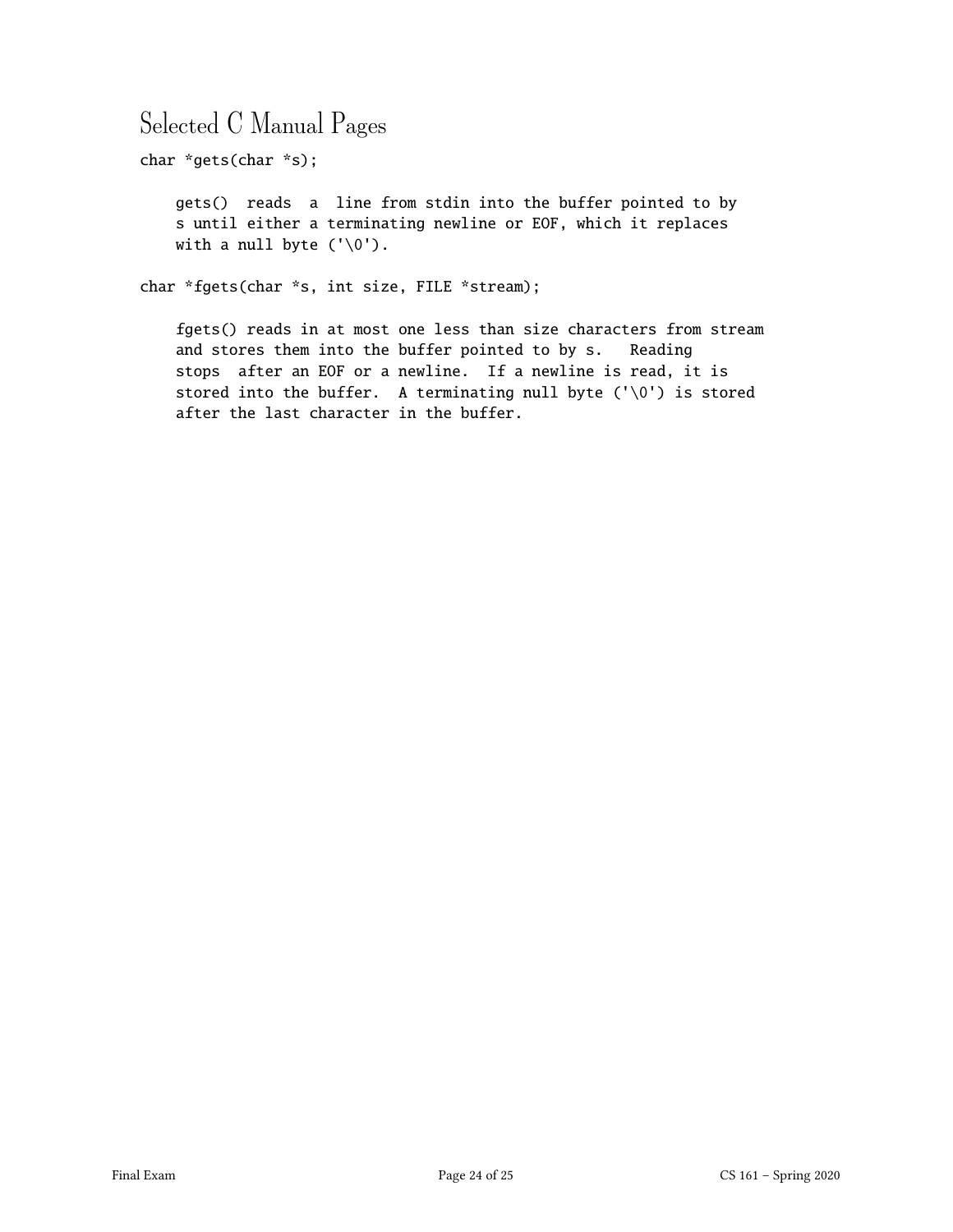# Selected C Manual Pages

```
char *gets(char *s);

    gets()  reads  a  line from stdin into the buffer pointed to by
    s until either a terminating newline or EOF, which it replaces
    with a null byte ('\0').

char *fgets(char *s, int size, FILE *stream);

    fgets() reads in at most one less than size characters from stream
    and stores them into the buffer pointed to by s.   Reading
    stops  after an EOF or a newline.  If a newline is read, it is
    stored into the buffer.  A terminating null byte ('\0') is stored
    after the last character in the buffer.
```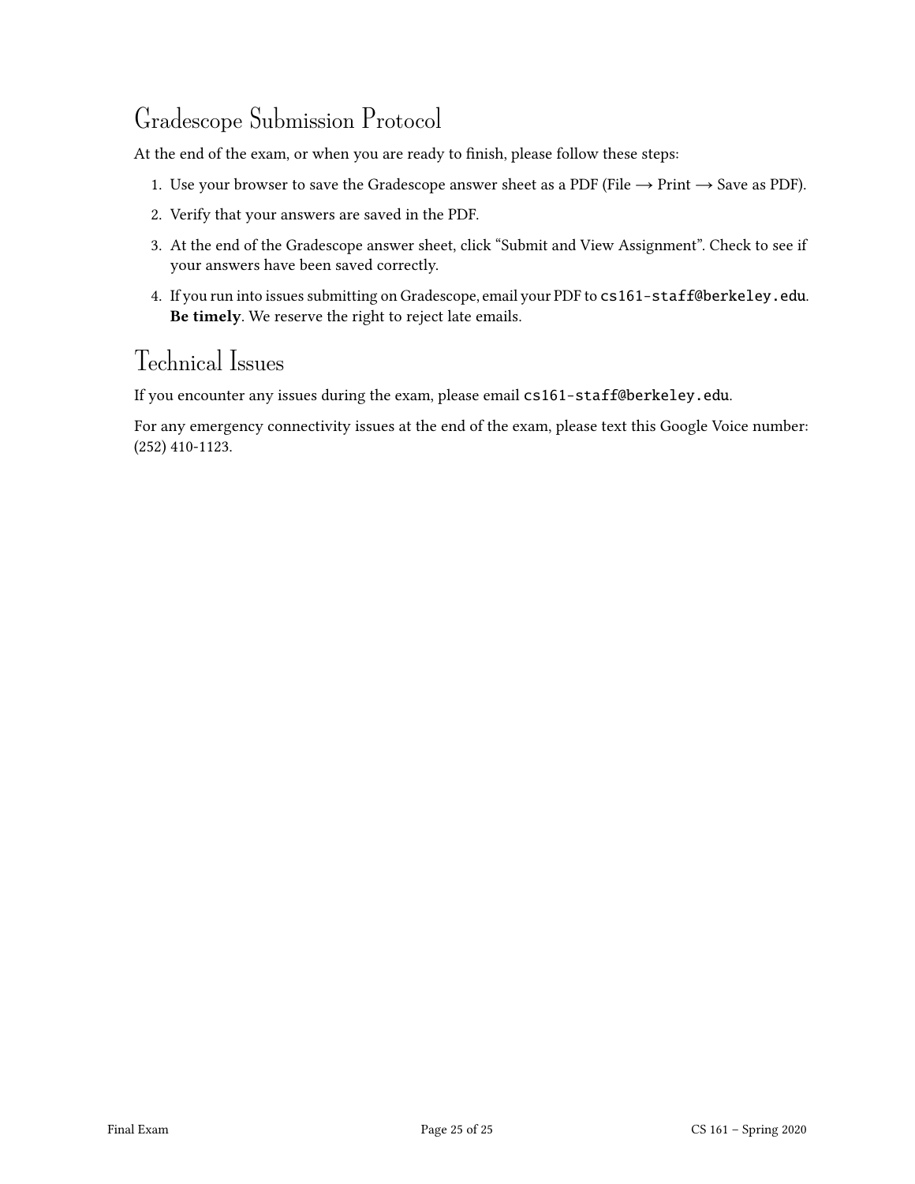## Gradescope Submission Protocol

At the end of the exam, or when you are ready to finish, please follow these steps:

1. Use your browser to save the Gradescope answer sheet as a PDF (File → Print → Save as PDF).
2. Verify that your answers are saved in the PDF.
3. At the end of the Gradescope answer sheet, click "Submit and View Assignment". Check to see if your answers have been saved correctly.
4. If you run into issues submitting on Gradescope, email your PDF to `cs161-staff@berkeley.edu`. **Be timely**. We reserve the right to reject late emails.

## Technical Issues

If you encounter any issues during the exam, please email `cs161-staff@berkeley.edu`.

For any emergency connectivity issues at the end of the exam, please text this Google Voice number: (252) 410-1123.